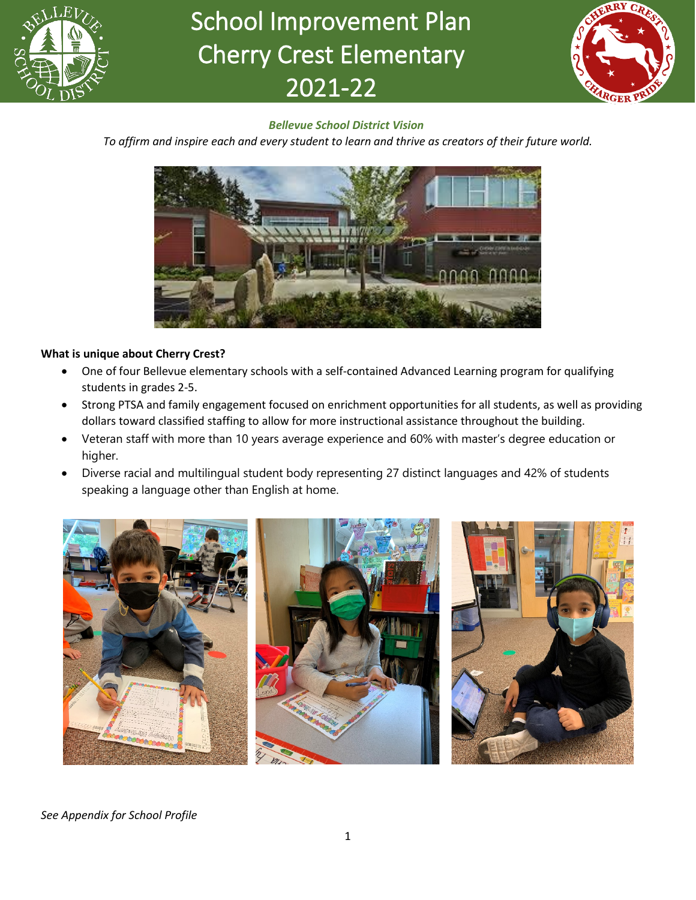# School Improvement Plan
# Cherry Crest Elementary
# 2021-22

***Bellevue School District Vision***

*To affirm and inspire each and every student to learn and thrive as creators of their future world.*

**What is unique about Cherry Crest?**

- One of four Bellevue elementary schools with a self-contained Advanced Learning program for qualifying students in grades 2-5.
- Strong PTSA and family engagement focused on enrichment opportunities for all students, as well as providing dollars toward classified staffing to allow for more instructional assistance throughout the building.
- Veteran staff with more than 10 years average experience and 60% with master's degree education or higher.
- Diverse racial and multilingual student body representing 27 distinct languages and 42% of students speaking a language other than English at home.

*See Appendix for School Profile*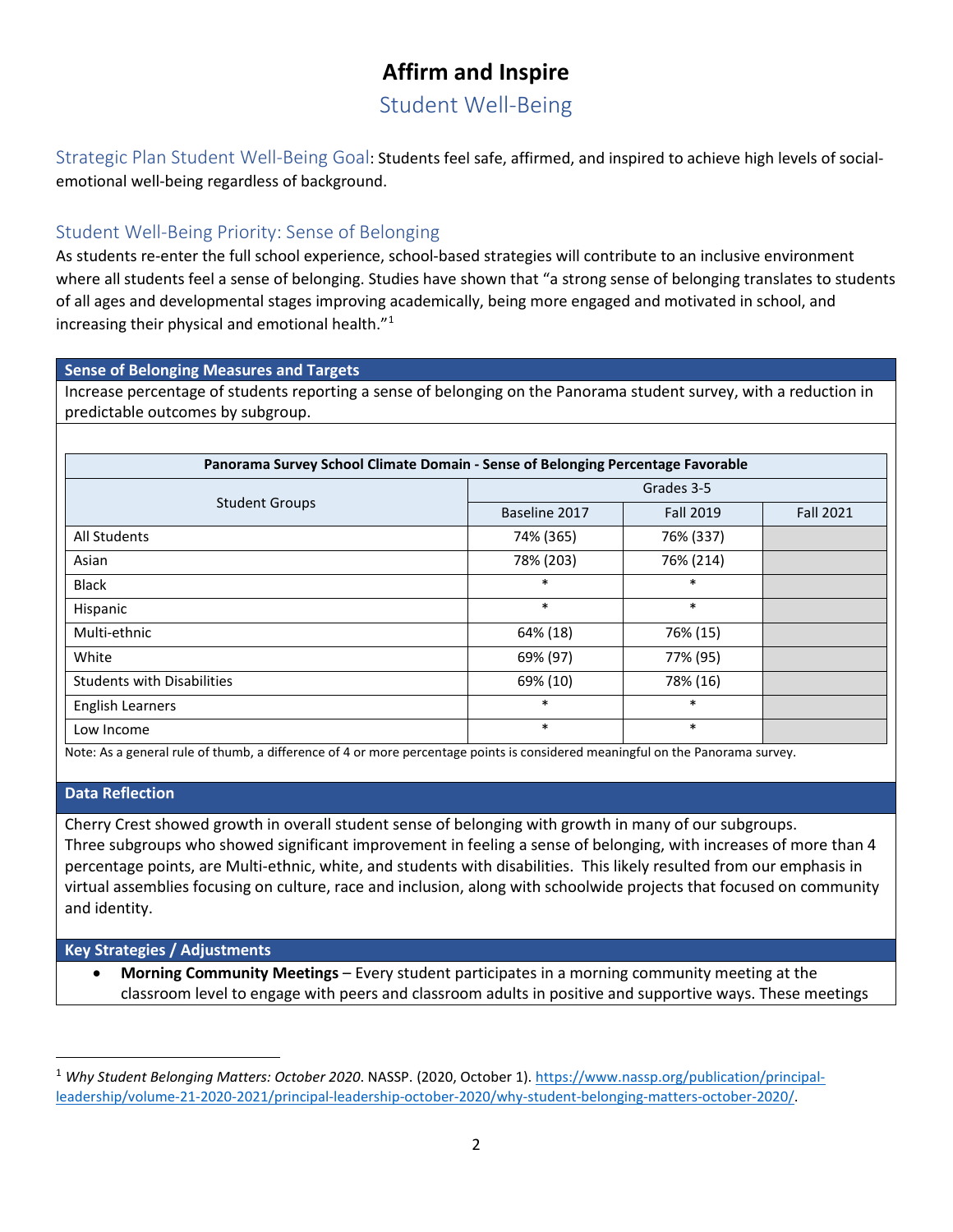# Affirm and Inspire

## Student Well-Being

Strategic Plan Student Well-Being Goal: Students feel safe, affirmed, and inspired to achieve high levels of social-emotional well-being regardless of background.

### Student Well-Being Priority: Sense of Belonging

As students re-enter the full school experience, school-based strategies will contribute to an inclusive environment where all students feel a sense of belonging. Studies have shown that "a strong sense of belonging translates to students of all ages and developmental stages improving academically, being more engaged and motivated in school, and increasing their physical and emotional health."[1]

#### Sense of Belonging Measures and Targets

Increase percentage of students reporting a sense of belonging on the Panorama student survey, with a reduction in predictable outcomes by subgroup.

**Panorama Survey School Climate Domain - Sense of Belonging Percentage Favorable**

| Student Groups | Grades 3-5 | | |
|---|---|---|---|
| | Baseline 2017 | Fall 2019 | Fall 2021 |
| All Students | 74% (365) | 76% (337) | |
| Asian | 78% (203) | 76% (214) | |
| Black | * | * | |
| Hispanic | * | * | |
| Multi-ethnic | 64% (18) | 76% (15) | |
| White | 69% (97) | 77% (95) | |
| Students with Disabilities | 69% (10) | 78% (16) | |
| English Learners | * | * | |
| Low Income | * | * | |

Note: As a general rule of thumb, a difference of 4 or more percentage points is considered meaningful on the Panorama survey.

#### Data Reflection

Cherry Crest showed growth in overall student sense of belonging with growth in many of our subgroups. Three subgroups who showed significant improvement in feeling a sense of belonging, with increases of more than 4 percentage points, are Multi-ethnic, white, and students with disabilities. This likely resulted from our emphasis in virtual assemblies focusing on culture, race and inclusion, along with schoolwide projects that focused on community and identity.

#### Key Strategies / Adjustments

- **Morning Community Meetings** – Every student participates in a morning community meeting at the classroom level to engage with peers and classroom adults in positive and supportive ways. These meetings

---

[1] *Why Student Belonging Matters: October 2020*. NASSP. (2020, October 1). https://www.nassp.org/publication/principal-leadership/volume-21-2020-2021/principal-leadership-october-2020/why-student-belonging-matters-october-2020/.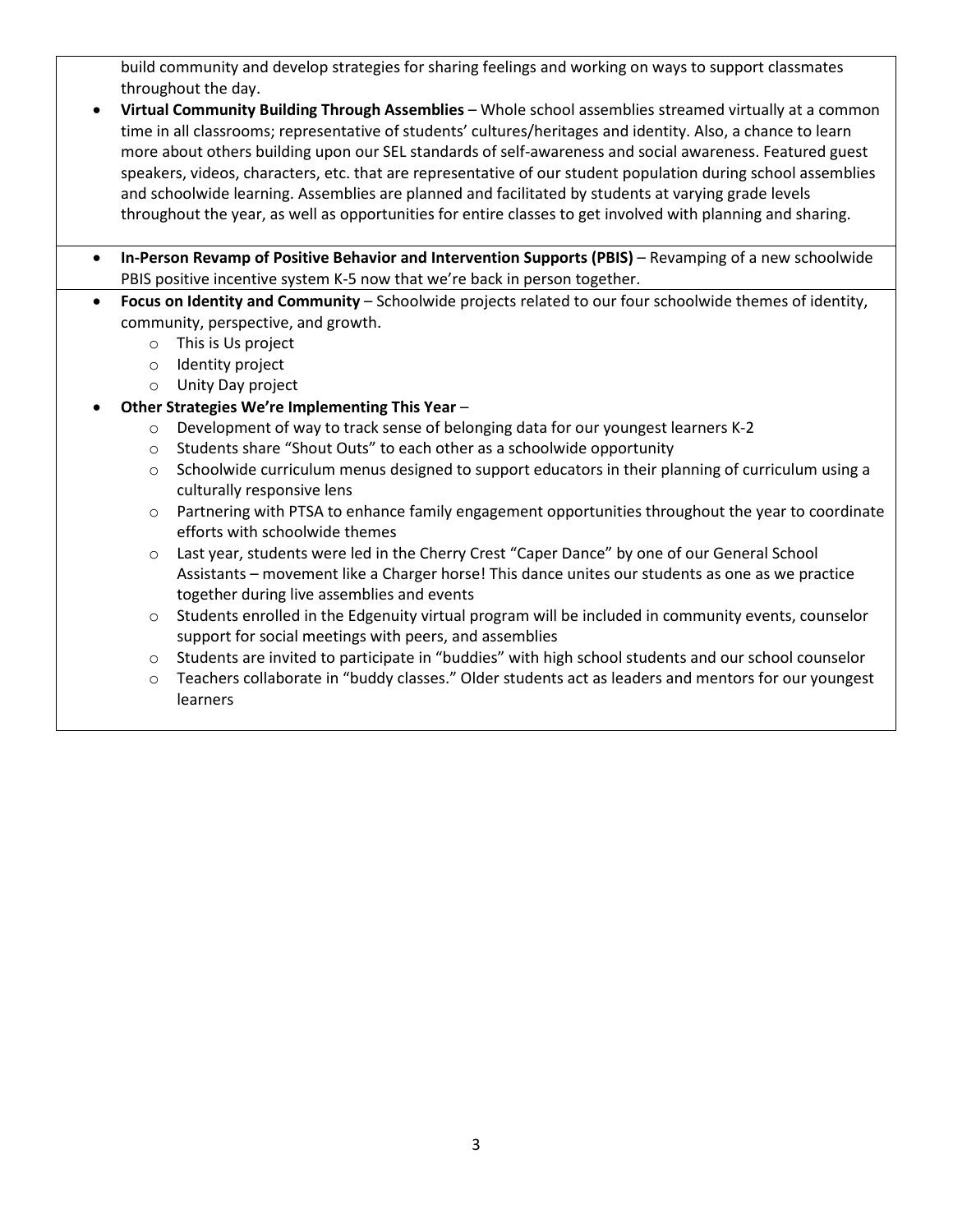build community and develop strategies for sharing feelings and working on ways to support classmates throughout the day.

- **Virtual Community Building Through Assemblies** – Whole school assemblies streamed virtually at a common time in all classrooms; representative of students' cultures/heritages and identity. Also, a chance to learn more about others building upon our SEL standards of self-awareness and social awareness. Featured guest speakers, videos, characters, etc. that are representative of our student population during school assemblies and schoolwide learning. Assemblies are planned and facilitated by students at varying grade levels throughout the year, as well as opportunities for entire classes to get involved with planning and sharing.

- **In-Person Revamp of Positive Behavior and Intervention Supports (PBIS)** – Revamping of a new schoolwide PBIS positive incentive system K-5 now that we're back in person together.

- **Focus on Identity and Community** – Schoolwide projects related to our four schoolwide themes of identity, community, perspective, and growth.
  - This is Us project
  - Identity project
  - Unity Day project
- **Other Strategies We're Implementing This Year** –
  - Development of way to track sense of belonging data for our youngest learners K-2
  - Students share "Shout Outs" to each other as a schoolwide opportunity
  - Schoolwide curriculum menus designed to support educators in their planning of curriculum using a culturally responsive lens
  - Partnering with PTSA to enhance family engagement opportunities throughout the year to coordinate efforts with schoolwide themes
  - Last year, students were led in the Cherry Crest "Caper Dance" by one of our General School Assistants – movement like a Charger horse! This dance unites our students as one as we practice together during live assemblies and events
  - Students enrolled in the Edgenuity virtual program will be included in community events, counselor support for social meetings with peers, and assemblies
  - Students are invited to participate in "buddies" with high school students and our school counselor
  - Teachers collaborate in "buddy classes." Older students act as leaders and mentors for our youngest learners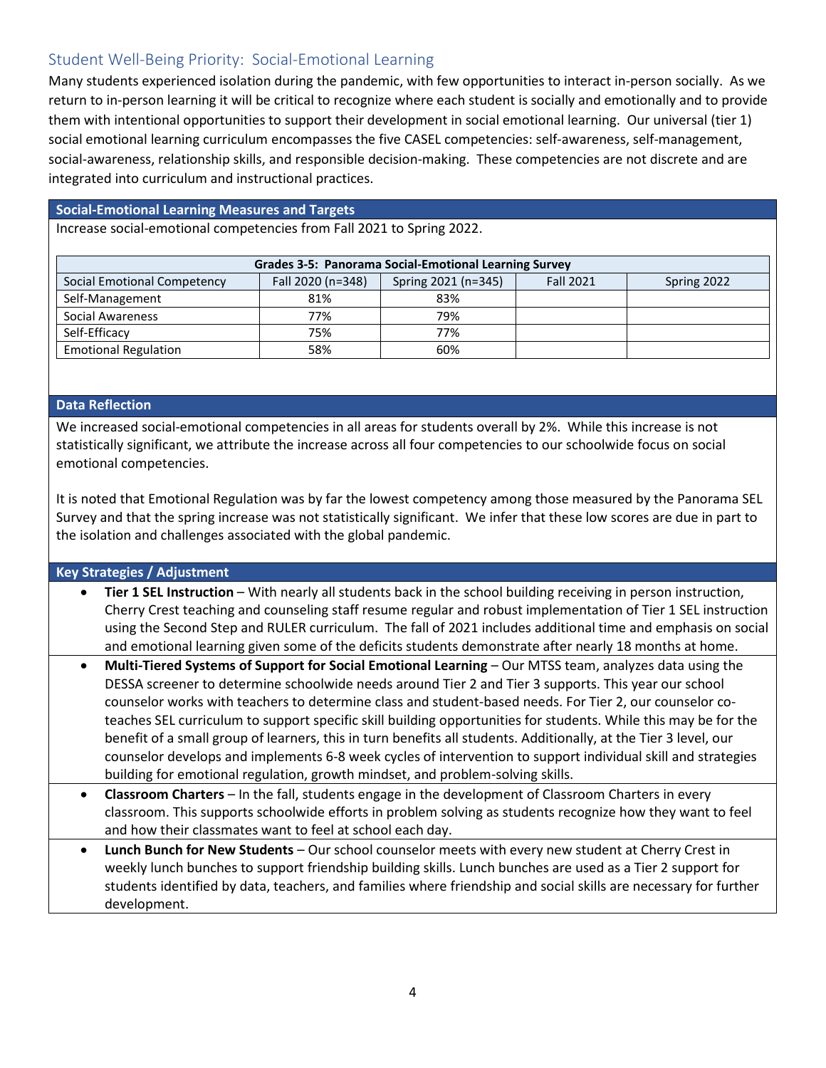## Student Well-Being Priority: Social-Emotional Learning

Many students experienced isolation during the pandemic, with few opportunities to interact in-person socially. As we return to in-person learning it will be critical to recognize where each student is socially and emotionally and to provide them with intentional opportunities to support their development in social emotional learning. Our universal (tier 1) social emotional learning curriculum encompasses the five CASEL competencies: self-awareness, self-management, social-awareness, relationship skills, and responsible decision-making. These competencies are not discrete and are integrated into curriculum and instructional practices.

### Social-Emotional Learning Measures and Targets

Increase social-emotional competencies from Fall 2021 to Spring 2022.

**Grades 3-5: Panorama Social-Emotional Learning Survey**

| Social Emotional Competency | Fall 2020 (n=348) | Spring 2021 (n=345) | Fall 2021 | Spring 2022 |
|---|---|---|---|---|
| Self-Management | 81% | 83% | | |
| Social Awareness | 77% | 79% | | |
| Self-Efficacy | 75% | 77% | | |
| Emotional Regulation | 58% | 60% | | |

### Data Reflection

We increased social-emotional competencies in all areas for students overall by 2%. While this increase is not statistically significant, we attribute the increase across all four competencies to our schoolwide focus on social emotional competencies.

It is noted that Emotional Regulation was by far the lowest competency among those measured by the Panorama SEL Survey and that the spring increase was not statistically significant. We infer that these low scores are due in part to the isolation and challenges associated with the global pandemic.

### Key Strategies / Adjustment

- **Tier 1 SEL Instruction** – With nearly all students back in the school building receiving in person instruction, Cherry Crest teaching and counseling staff resume regular and robust implementation of Tier 1 SEL instruction using the Second Step and RULER curriculum. The fall of 2021 includes additional time and emphasis on social and emotional learning given some of the deficits students demonstrate after nearly 18 months at home.
- **Multi-Tiered Systems of Support for Social Emotional Learning** – Our MTSS team, analyzes data using the DESSA screener to determine schoolwide needs around Tier 2 and Tier 3 supports. This year our school counselor works with teachers to determine class and student-based needs. For Tier 2, our counselor co-teaches SEL curriculum to support specific skill building opportunities for students. While this may be for the benefit of a small group of learners, this in turn benefits all students. Additionally, at the Tier 3 level, our counselor develops and implements 6-8 week cycles of intervention to support individual skill and strategies building for emotional regulation, growth mindset, and problem-solving skills.
- **Classroom Charters** – In the fall, students engage in the development of Classroom Charters in every classroom. This supports schoolwide efforts in problem solving as students recognize how they want to feel and how their classmates want to feel at school each day.
- **Lunch Bunch for New Students** – Our school counselor meets with every new student at Cherry Crest in weekly lunch bunches to support friendship building skills. Lunch bunches are used as a Tier 2 support for students identified by data, teachers, and families where friendship and social skills are necessary for further development.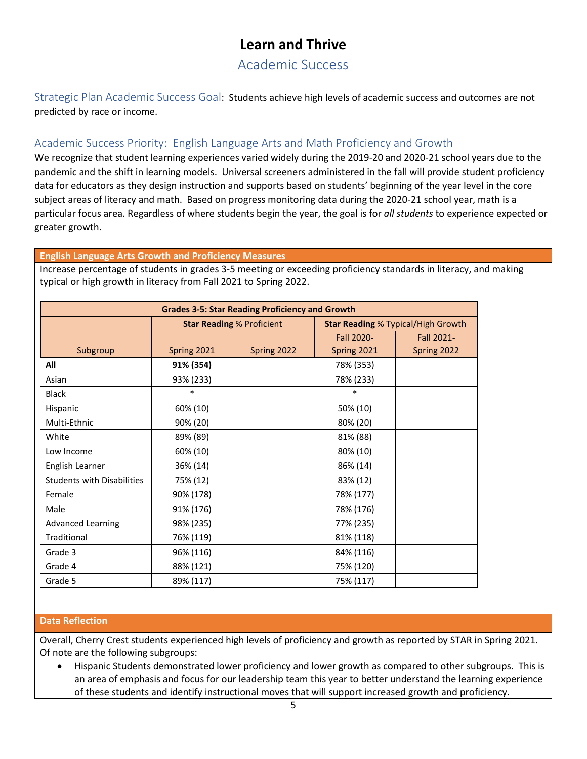# Learn and Thrive

## Academic Success

Strategic Plan Academic Success Goal: Students achieve high levels of academic success and outcomes are not predicted by race or income.

### Academic Success Priority: English Language Arts and Math Proficiency and Growth

We recognize that student learning experiences varied widely during the 2019-20 and 2020-21 school years due to the pandemic and the shift in learning models. Universal screeners administered in the fall will provide student proficiency data for educators as they design instruction and supports based on students' beginning of the year level in the core subject areas of literacy and math. Based on progress monitoring data during the 2020-21 school year, math is a particular focus area. Regardless of where students begin the year, the goal is for *all students* to experience expected or greater growth.

**English Language Arts Growth and Proficiency Measures**

Increase percentage of students in grades 3-5 meeting or exceeding proficiency standards in literacy, and making typical or high growth in literacy from Fall 2021 to Spring 2022.

**Grades 3-5: Star Reading Proficiency and Growth**

| | **Star Reading** % Proficient | | **Star Reading** % Typical/High Growth | |
|---|---|---|---|---|
| Subgroup | Spring 2021 | Spring 2022 | Fall 2020-Spring 2021 | Fall 2021-Spring 2022 |
| **All** | **91% (354)** | | 78% (353) | |
| Asian | 93% (233) | | 78% (233) | |
| Black | * | | * | |
| Hispanic | 60% (10) | | 50% (10) | |
| Multi-Ethnic | 90% (20) | | 80% (20) | |
| White | 89% (89) | | 81% (88) | |
| Low Income | 60% (10) | | 80% (10) | |
| English Learner | 36% (14) | | 86% (14) | |
| Students with Disabilities | 75% (12) | | 83% (12) | |
| Female | 90% (178) | | 78% (177) | |
| Male | 91% (176) | | 78% (176) | |
| Advanced Learning | 98% (235) | | 77% (235) | |
| Traditional | 76% (119) | | 81% (118) | |
| Grade 3 | 96% (116) | | 84% (116) | |
| Grade 4 | 88% (121) | | 75% (120) | |
| Grade 5 | 89% (117) | | 75% (117) | |

**Data Reflection**

Overall, Cherry Crest students experienced high levels of proficiency and growth as reported by STAR in Spring 2021. Of note are the following subgroups:

- Hispanic Students demonstrated lower proficiency and lower growth as compared to other subgroups. This is an area of emphasis and focus for our leadership team this year to better understand the learning experience of these students and identify instructional moves that will support increased growth and proficiency.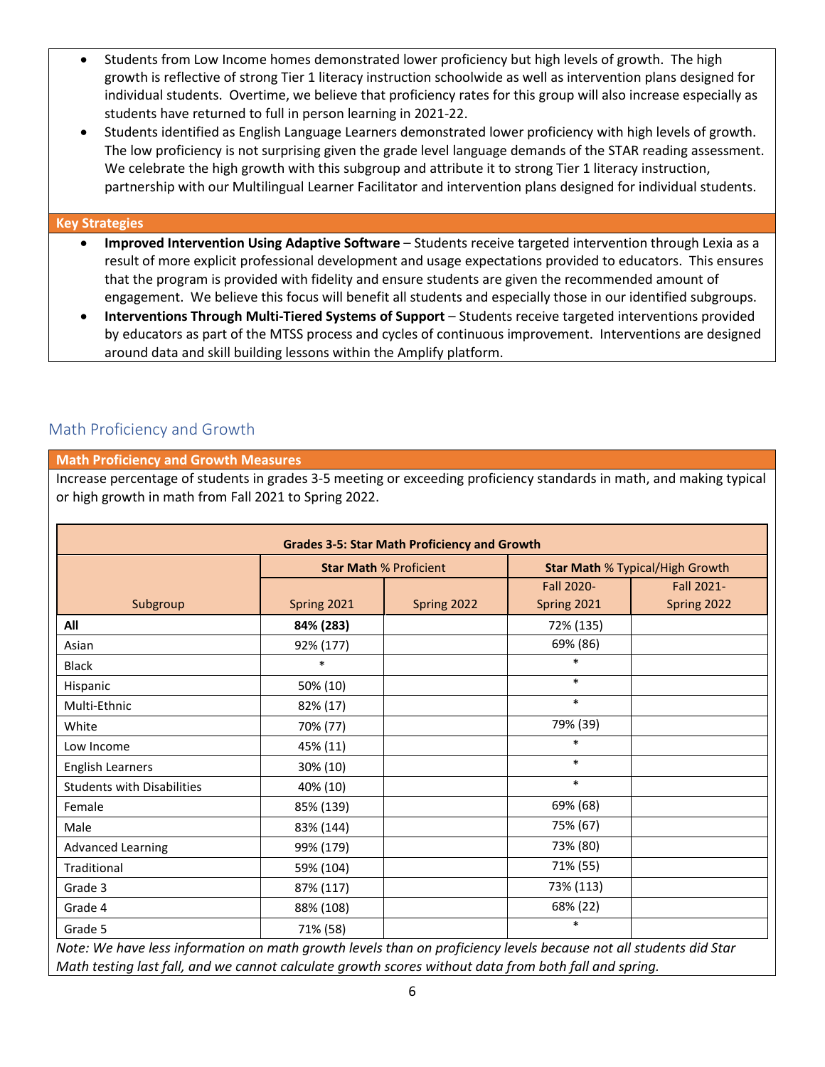- Students from Low Income homes demonstrated lower proficiency but high levels of growth. The high growth is reflective of strong Tier 1 literacy instruction schoolwide as well as intervention plans designed for individual students. Overtime, we believe that proficiency rates for this group will also increase especially as students have returned to full in person learning in 2021-22.
- Students identified as English Language Learners demonstrated lower proficiency with high levels of growth. The low proficiency is not surprising given the grade level language demands of the STAR reading assessment. We celebrate the high growth with this subgroup and attribute it to strong Tier 1 literacy instruction, partnership with our Multilingual Learner Facilitator and intervention plans designed for individual students.

**Key Strategies**

- **Improved Intervention Using Adaptive Software** – Students receive targeted intervention through Lexia as a result of more explicit professional development and usage expectations provided to educators. This ensures that the program is provided with fidelity and ensure students are given the recommended amount of engagement. We believe this focus will benefit all students and especially those in our identified subgroups.
- **Interventions Through Multi-Tiered Systems of Support** – Students receive targeted interventions provided by educators as part of the MTSS process and cycles of continuous improvement. Interventions are designed around data and skill building lessons within the Amplify platform.

## Math Proficiency and Growth

**Math Proficiency and Growth Measures**

Increase percentage of students in grades 3-5 meeting or exceeding proficiency standards in math, and making typical or high growth in math from Fall 2021 to Spring 2022.

**Grades 3-5: Star Math Proficiency and Growth**

| | **Star Math** % Proficient | | **Star Math** % Typical/High Growth | |
|---|---|---|---|---|
| Subgroup | Spring 2021 | Spring 2022 | Fall 2020-Spring 2021 | Fall 2021-Spring 2022 |
| **All** | **84% (283)** | | 72% (135) | |
| Asian | 92% (177) | | 69% (86) | |
| Black | * | | * | |
| Hispanic | 50% (10) | | * | |
| Multi-Ethnic | 82% (17) | | * | |
| White | 70% (77) | | 79% (39) | |
| Low Income | 45% (11) | | * | |
| English Learners | 30% (10) | | * | |
| Students with Disabilities | 40% (10) | | * | |
| Female | 85% (139) | | 69% (68) | |
| Male | 83% (144) | | 75% (67) | |
| Advanced Learning | 99% (179) | | 73% (80) | |
| Traditional | 59% (104) | | 71% (55) | |
| Grade 3 | 87% (117) | | 73% (113) | |
| Grade 4 | 88% (108) | | 68% (22) | |
| Grade 5 | 71% (58) | | * | |

*Note: We have less information on math growth levels than on proficiency levels because not all students did Star Math testing last fall, and we cannot calculate growth scores without data from both fall and spring.*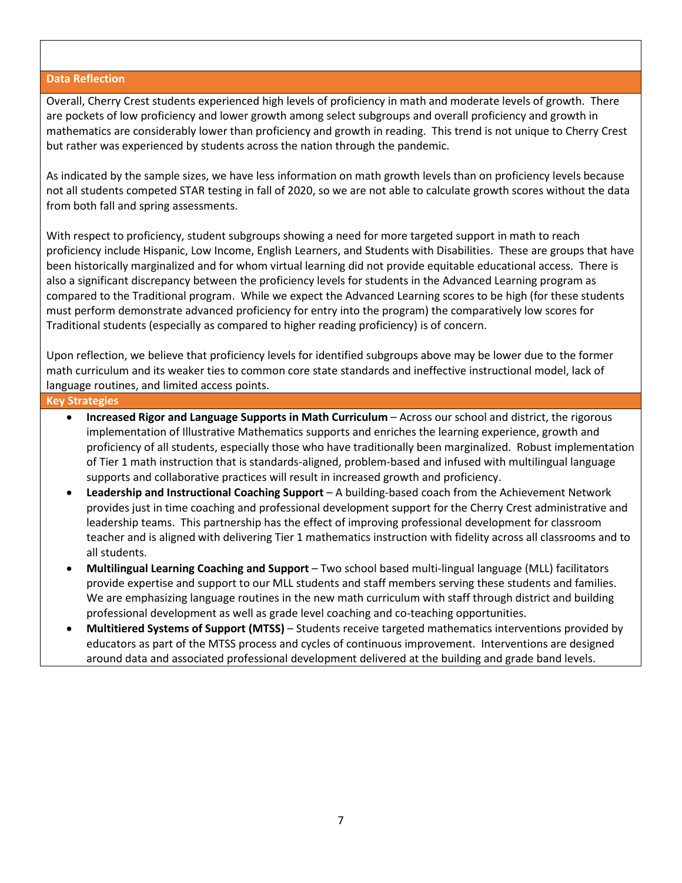## Data Reflection

Overall, Cherry Crest students experienced high levels of proficiency in math and moderate levels of growth. There are pockets of low proficiency and lower growth among select subgroups and overall proficiency and growth in mathematics are considerably lower than proficiency and growth in reading. This trend is not unique to Cherry Crest but rather was experienced by students across the nation through the pandemic.

As indicated by the sample sizes, we have less information on math growth levels than on proficiency levels because not all students competed STAR testing in fall of 2020, so we are not able to calculate growth scores without the data from both fall and spring assessments.

With respect to proficiency, student subgroups showing a need for more targeted support in math to reach proficiency include Hispanic, Low Income, English Learners, and Students with Disabilities. These are groups that have been historically marginalized and for whom virtual learning did not provide equitable educational access. There is also a significant discrepancy between the proficiency levels for students in the Advanced Learning program as compared to the Traditional program. While we expect the Advanced Learning scores to be high (for these students must perform demonstrate advanced proficiency for entry into the program) the comparatively low scores for Traditional students (especially as compared to higher reading proficiency) is of concern.

Upon reflection, we believe that proficiency levels for identified subgroups above may be lower due to the former math curriculum and its weaker ties to common core state standards and ineffective instructional model, lack of language routines, and limited access points.

## Key Strategies

- **Increased Rigor and Language Supports in Math Curriculum** – Across our school and district, the rigorous implementation of Illustrative Mathematics supports and enriches the learning experience, growth and proficiency of all students, especially those who have traditionally been marginalized. Robust implementation of Tier 1 math instruction that is standards-aligned, problem-based and infused with multilingual language supports and collaborative practices will result in increased growth and proficiency.
- **Leadership and Instructional Coaching Support** – A building-based coach from the Achievement Network provides just in time coaching and professional development support for the Cherry Crest administrative and leadership teams. This partnership has the effect of improving professional development for classroom teacher and is aligned with delivering Tier 1 mathematics instruction with fidelity across all classrooms and to all students.
- **Multilingual Learning Coaching and Support** – Two school based multi-lingual language (MLL) facilitators provide expertise and support to our MLL students and staff members serving these students and families. We are emphasizing language routines in the new math curriculum with staff through district and building professional development as well as grade level coaching and co-teaching opportunities.
- **Multitiered Systems of Support (MTSS)** – Students receive targeted mathematics interventions provided by educators as part of the MTSS process and cycles of continuous improvement. Interventions are designed around data and associated professional development delivered at the building and grade band levels.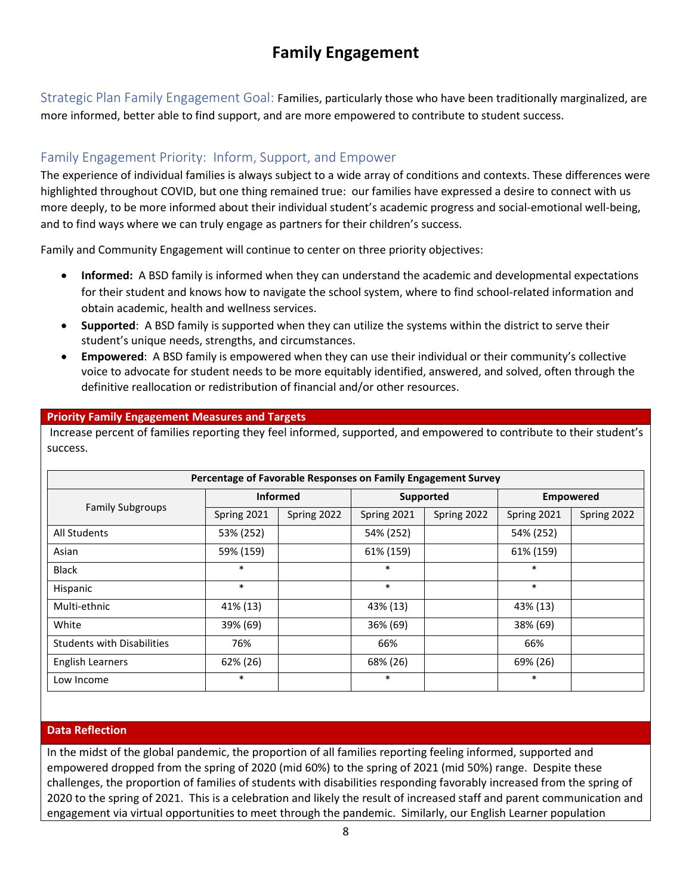# Family Engagement

## Strategic Plan Family Engagement Goal:

Families, particularly those who have been traditionally marginalized, are more informed, better able to find support, and are more empowered to contribute to student success.

## Family Engagement Priority: Inform, Support, and Empower

The experience of individual families is always subject to a wide array of conditions and contexts. These differences were highlighted throughout COVID, but one thing remained true: our families have expressed a desire to connect with us more deeply, to be more informed about their individual student's academic progress and social-emotional well-being, and to find ways where we can truly engage as partners for their children's success.

Family and Community Engagement will continue to center on three priority objectives:

- **Informed:** A BSD family is informed when they can understand the academic and developmental expectations for their student and knows how to navigate the school system, where to find school-related information and obtain academic, health and wellness services.
- **Supported**: A BSD family is supported when they can utilize the systems within the district to serve their student's unique needs, strengths, and circumstances.
- **Empowered**: A BSD family is empowered when they can use their individual or their community's collective voice to advocate for student needs to be more equitably identified, answered, and solved, often through the definitive reallocation or redistribution of financial and/or other resources.

### Priority Family Engagement Measures and Targets

Increase percent of families reporting they feel informed, supported, and empowered to contribute to their student's success.

**Percentage of Favorable Responses on Family Engagement Survey**

| Family Subgroups | Informed | | Supported | | Empowered | |
|---|---|---|---|---|---|---|
| | Spring 2021 | Spring 2022 | Spring 2021 | Spring 2022 | Spring 2021 | Spring 2022 |
| All Students | 53% (252) | | 54% (252) | | 54% (252) | |
| Asian | 59% (159) | | 61% (159) | | 61% (159) | |
| Black | * | | * | | * | |
| Hispanic | * | | * | | * | |
| Multi-ethnic | 41% (13) | | 43% (13) | | 43% (13) | |
| White | 39% (69) | | 36% (69) | | 38% (69) | |
| Students with Disabilities | 76% | | 66% | | 66% | |
| English Learners | 62% (26) | | 68% (26) | | 69% (26) | |
| Low Income | * | | * | | * | |

### Data Reflection

In the midst of the global pandemic, the proportion of all families reporting feeling informed, supported and empowered dropped from the spring of 2020 (mid 60%) to the spring of 2021 (mid 50%) range. Despite these challenges, the proportion of families of students with disabilities responding favorably increased from the spring of 2020 to the spring of 2021. This is a celebration and likely the result of increased staff and parent communication and engagement via virtual opportunities to meet through the pandemic. Similarly, our English Learner population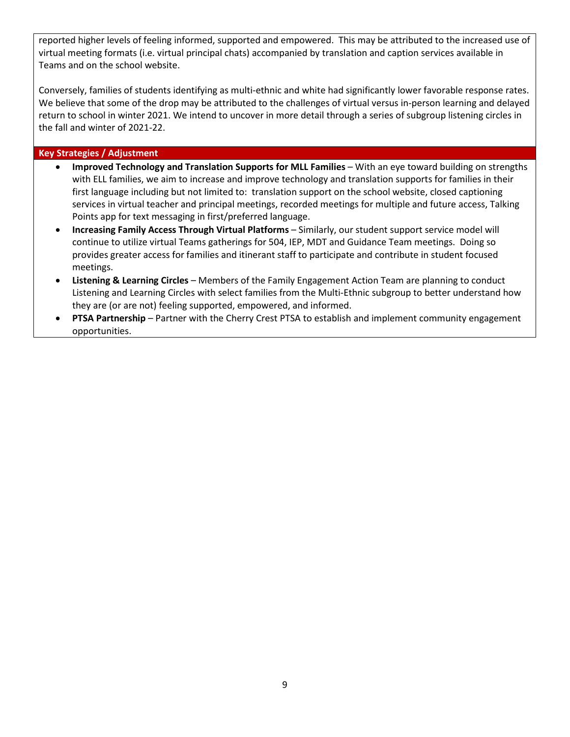reported higher levels of feeling informed, supported and empowered. This may be attributed to the increased use of virtual meeting formats (i.e. virtual principal chats) accompanied by translation and caption services available in Teams and on the school website.

Conversely, families of students identifying as multi-ethnic and white had significantly lower favorable response rates. We believe that some of the drop may be attributed to the challenges of virtual versus in-person learning and delayed return to school in winter 2021. We intend to uncover in more detail through a series of subgroup listening circles in the fall and winter of 2021-22.

**Key Strategies / Adjustment**

- **Improved Technology and Translation Supports for MLL Families** – With an eye toward building on strengths with ELL families, we aim to increase and improve technology and translation supports for families in their first language including but not limited to: translation support on the school website, closed captioning services in virtual teacher and principal meetings, recorded meetings for multiple and future access, Talking Points app for text messaging in first/preferred language.
- **Increasing Family Access Through Virtual Platforms** – Similarly, our student support service model will continue to utilize virtual Teams gatherings for 504, IEP, MDT and Guidance Team meetings. Doing so provides greater access for families and itinerant staff to participate and contribute in student focused meetings.
- **Listening & Learning Circles** – Members of the Family Engagement Action Team are planning to conduct Listening and Learning Circles with select families from the Multi-Ethnic subgroup to better understand how they are (or are not) feeling supported, empowered, and informed.
- **PTSA Partnership** – Partner with the Cherry Crest PTSA to establish and implement community engagement opportunities.